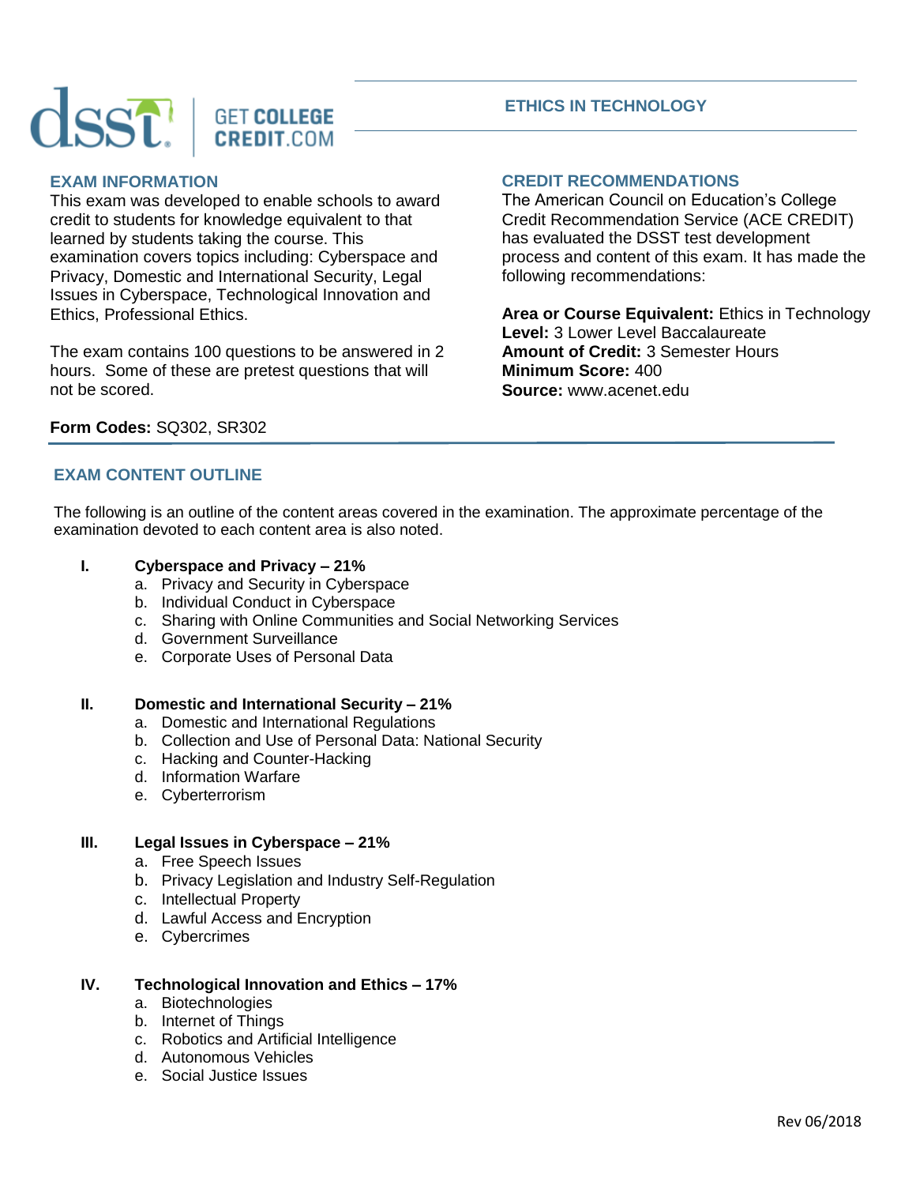# ETHICS IN TECHNOLOGY

## EXAM INFORMATION

This exam was developed to enable schools to award credit to students for knowledge equivalent to that learned by students taking the course. This examination covers topics including: Cyberspace and Privacy, Domestic and International Security, Legal Issues in Cyberspace, Technological Innovation and Ethics, Professional Ethics.

The exam contains 100 questions to be answered in 2 hours. Some of these are pretest questions that will not be scored.

**Form Codes:** SQ302, SR302

## CREDIT RECOMMENDATIONS

The American Council on Education's College Credit Recommendation Service (ACE CREDIT) has evaluated the DSST test development process and content of this exam. It has made the following recommendations:

**Area or Course Equivalent:** Ethics in Technology  
**Level:** 3 Lower Level Baccalaureate  
**Amount of Credit:** 3 Semester Hours  
**Minimum Score:** 400  
**Source:** www.acenet.edu

## EXAM CONTENT OUTLINE

The following is an outline of the content areas covered in the examination. The approximate percentage of the examination devoted to each content area is also noted.

**I. Cyberspace and Privacy – 21%**

a. Privacy and Security in Cyberspace
b. Individual Conduct in Cyberspace
c. Sharing with Online Communities and Social Networking Services
d. Government Surveillance
e. Corporate Uses of Personal Data

**II. Domestic and International Security – 21%**

a. Domestic and International Regulations
b. Collection and Use of Personal Data: National Security
c. Hacking and Counter-Hacking
d. Information Warfare
e. Cyberterrorism

**III. Legal Issues in Cyberspace – 21%**

a. Free Speech Issues
b. Privacy Legislation and Industry Self-Regulation
c. Intellectual Property
d. Lawful Access and Encryption
e. Cybercrimes

**IV. Technological Innovation and Ethics – 17%**

a. Biotechnologies
b. Internet of Things
c. Robotics and Artificial Intelligence
d. Autonomous Vehicles
e. Social Justice Issues

Rev 06/2018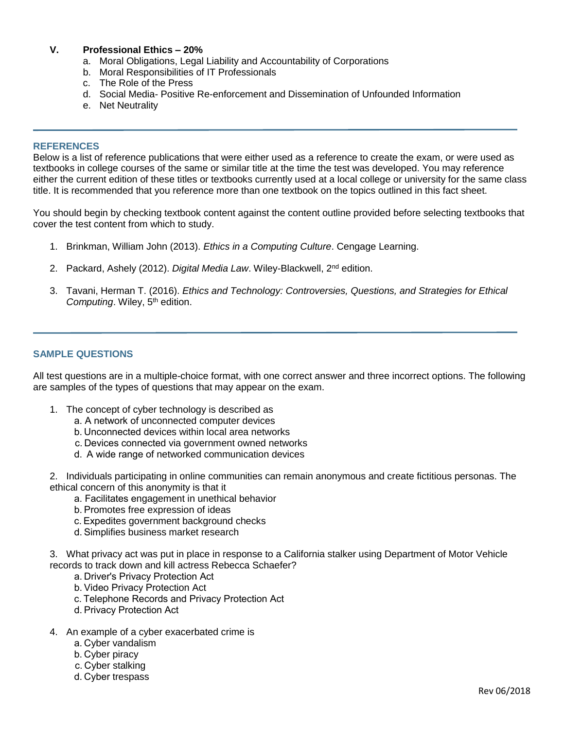## V. Professional Ethics – 20%

a. Moral Obligations, Legal Liability and Accountability of Corporations
b. Moral Responsibilities of IT Professionals
c. The Role of the Press
d. Social Media- Positive Re-enforcement and Dissemination of Unfounded Information
e. Net Neutrality

---

## REFERENCES

Below is a list of reference publications that were either used as a reference to create the exam, or were used as textbooks in college courses of the same or similar title at the time the test was developed. You may reference either the current edition of these titles or textbooks currently used at a local college or university for the same class title. It is recommended that you reference more than one textbook on the topics outlined in this fact sheet.

You should begin by checking textbook content against the content outline provided before selecting textbooks that cover the test content from which to study.

1. Brinkman, William John (2013). *Ethics in a Computing Culture*. Cengage Learning.
2. Packard, Ashely (2012). *Digital Media Law*. Wiley-Blackwell, 2nd edition.
3. Tavani, Herman T. (2016). *Ethics and Technology: Controversies, Questions, and Strategies for Ethical Computing*. Wiley, 5th edition.

---

## SAMPLE QUESTIONS

All test questions are in a multiple-choice format, with one correct answer and three incorrect options. The following are samples of the types of questions that may appear on the exam.

1. The concept of cyber technology is described as
   a. A network of unconnected computer devices
   b. Unconnected devices within local area networks
   c. Devices connected via government owned networks
   d. A wide range of networked communication devices

2. Individuals participating in online communities can remain anonymous and create fictitious personas. The ethical concern of this anonymity is that it
   a. Facilitates engagement in unethical behavior
   b. Promotes free expression of ideas
   c. Expedites government background checks
   d. Simplifies business market research

3. What privacy act was put in place in response to a California stalker using Department of Motor Vehicle records to track down and kill actress Rebecca Schaefer?
   a. Driver's Privacy Protection Act
   b. Video Privacy Protection Act
   c. Telephone Records and Privacy Protection Act
   d. Privacy Protection Act

4. An example of a cyber exacerbated crime is
   a. Cyber vandalism
   b. Cyber piracy
   c. Cyber stalking
   d. Cyber trespass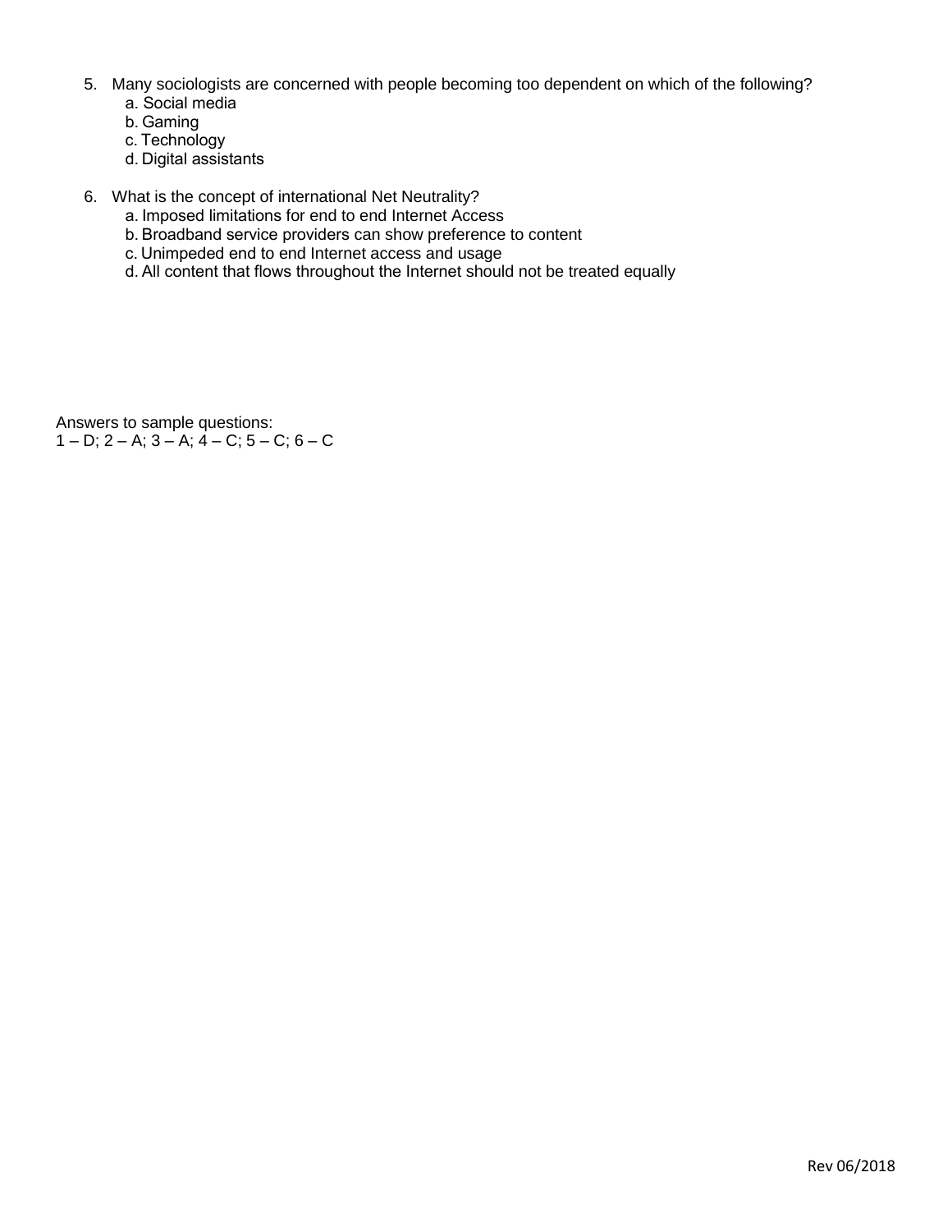5. Many sociologists are concerned with people becoming too dependent on which of the following?
   a. Social media
   b. Gaming
   c. Technology
   d. Digital assistants

6. What is the concept of international Net Neutrality?
   a. Imposed limitations for end to end Internet Access
   b. Broadband service providers can show preference to content
   c. Unimpeded end to end Internet access and usage
   d. All content that flows throughout the Internet should not be treated equally

Answers to sample questions:
1 – D; 2 – A; 3 – A; 4 – C; 5 – C; 6 – C

Rev 06/2018